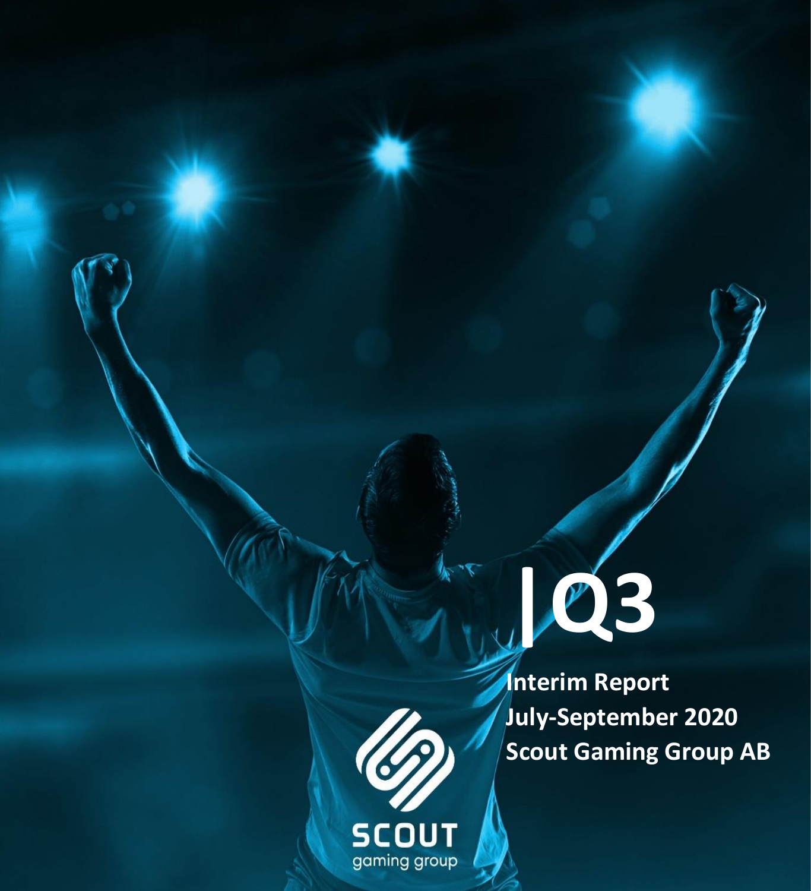# |Q3

**Interim Report**
**July-September 2020**
**Scout Gaming Group AB**

SCOUT
gaming group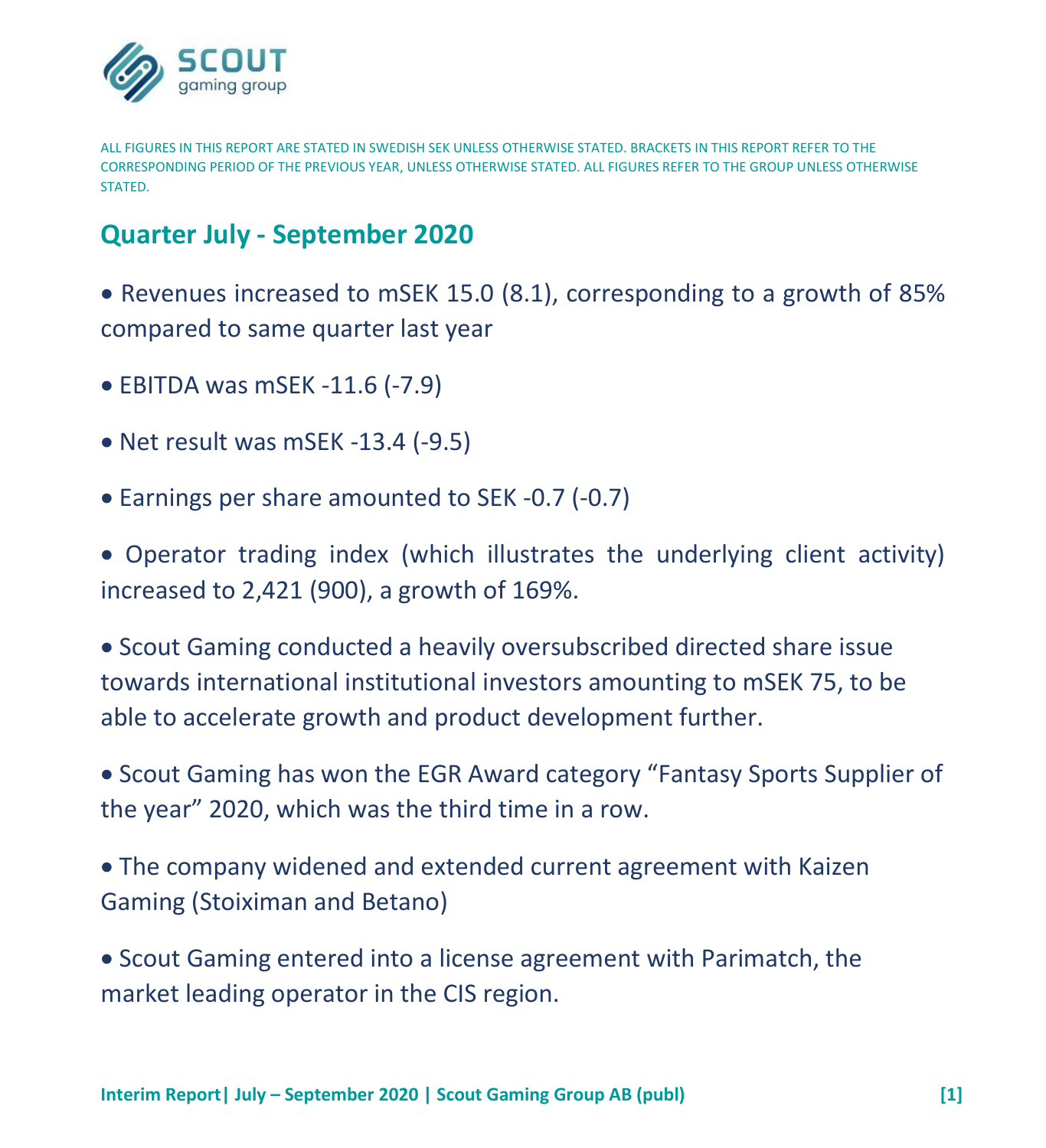ALL FIGURES IN THIS REPORT ARE STATED IN SWEDISH SEK UNLESS OTHERWISE STATED. BRACKETS IN THIS REPORT REFER TO THE CORRESPONDING PERIOD OF THE PREVIOUS YEAR, UNLESS OTHERWISE STATED. ALL FIGURES REFER TO THE GROUP UNLESS OTHERWISE STATED.

## Quarter July - September 2020

- Revenues increased to mSEK 15.0 (8.1), corresponding to a growth of 85% compared to same quarter last year
- EBITDA was mSEK -11.6 (-7.9)
- Net result was mSEK -13.4 (-9.5)
- Earnings per share amounted to SEK -0.7 (-0.7)
- Operator trading index (which illustrates the underlying client activity) increased to 2,421 (900), a growth of 169%.
- Scout Gaming conducted a heavily oversubscribed directed share issue towards international institutional investors amounting to mSEK 75, to be able to accelerate growth and product development further.
- Scout Gaming has won the EGR Award category “Fantasy Sports Supplier of the year” 2020, which was the third time in a row.
- The company widened and extended current agreement with Kaizen Gaming (Stoiximan and Betano)
- Scout Gaming entered into a license agreement with Parimatch, the market leading operator in the CIS region.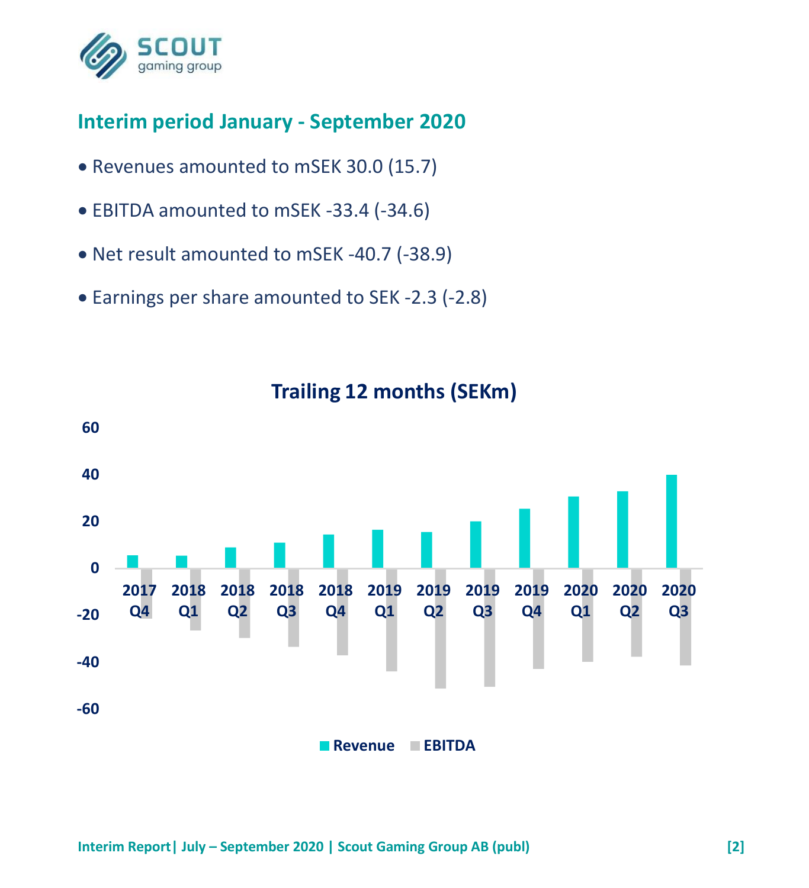## Interim period January - September 2020

- Revenues amounted to mSEK 30.0 (15.7)
- EBITDA amounted to mSEK -33.4 (-34.6)
- Net result amounted to mSEK -40.7 (-38.9)
- Earnings per share amounted to SEK -2.3 (-2.8)

**Trailing 12 months (SEKm)**

Revenue | EBITDA

2017 Q4, 2018 Q1, 2018 Q2, 2018 Q3, 2018 Q4, 2019 Q1, 2019 Q2, 2019 Q3, 2019 Q4, 2020 Q1, 2020 Q2, 2020 Q3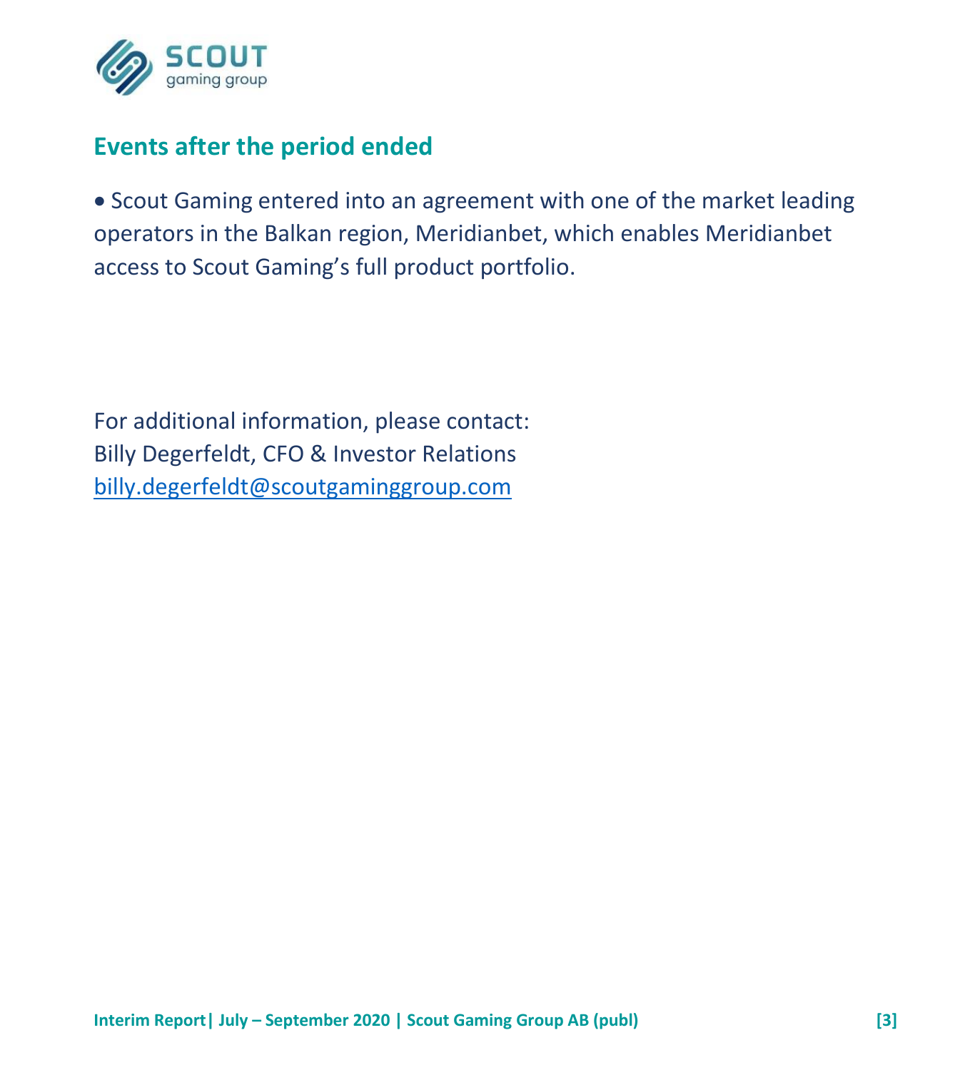## Events after the period ended

- Scout Gaming entered into an agreement with one of the market leading operators in the Balkan region, Meridianbet, which enables Meridianbet access to Scout Gaming's full product portfolio.

For additional information, please contact:
Billy Degerfeldt, CFO & Investor Relations
billy.degerfeldt@scoutgaminggroup.com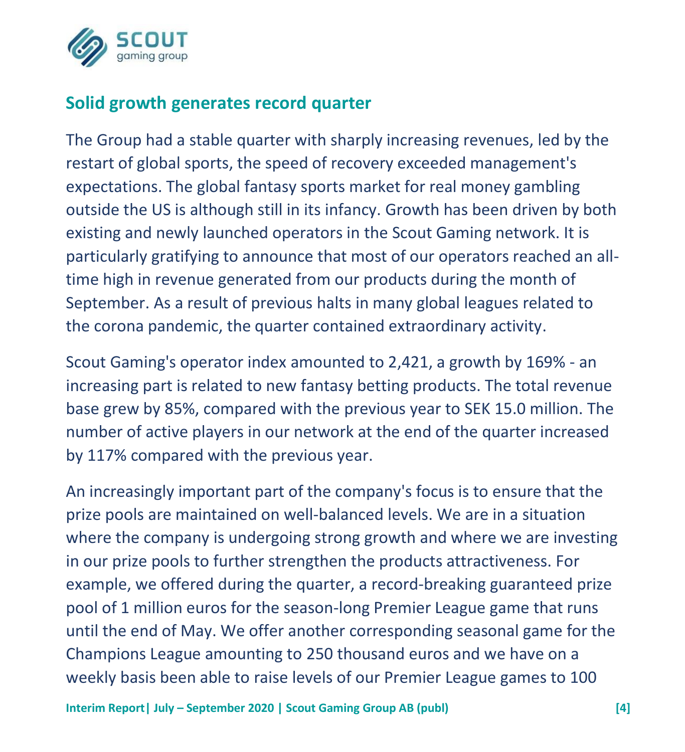## Solid growth generates record quarter

The Group had a stable quarter with sharply increasing revenues, led by the restart of global sports, the speed of recovery exceeded management's expectations. The global fantasy sports market for real money gambling outside the US is although still in its infancy. Growth has been driven by both existing and newly launched operators in the Scout Gaming network. It is particularly gratifying to announce that most of our operators reached an all-time high in revenue generated from our products during the month of September. As a result of previous halts in many global leagues related to the corona pandemic, the quarter contained extraordinary activity.

Scout Gaming's operator index amounted to 2,421, a growth by 169% - an increasing part is related to new fantasy betting products. The total revenue base grew by 85%, compared with the previous year to SEK 15.0 million. The number of active players in our network at the end of the quarter increased by 117% compared with the previous year.

An increasingly important part of the company's focus is to ensure that the prize pools are maintained on well-balanced levels. We are in a situation where the company is undergoing strong growth and where we are investing in our prize pools to further strengthen the products attractiveness. For example, we offered during the quarter, a record-breaking guaranteed prize pool of 1 million euros for the season-long Premier League game that runs until the end of May. We offer another corresponding seasonal game for the Champions League amounting to 250 thousand euros and we have on a weekly basis been able to raise levels of our Premier League games to 100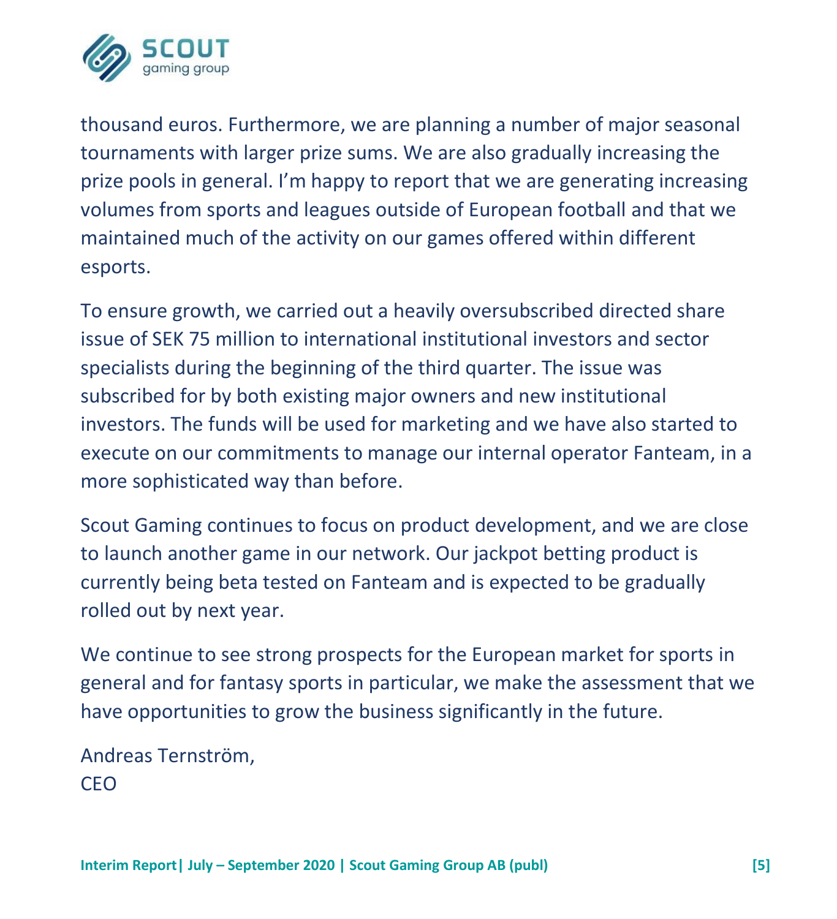thousand euros. Furthermore, we are planning a number of major seasonal tournaments with larger prize sums. We are also gradually increasing the prize pools in general. I'm happy to report that we are generating increasing volumes from sports and leagues outside of European football and that we maintained much of the activity on our games offered within different esports.

To ensure growth, we carried out a heavily oversubscribed directed share issue of SEK 75 million to international institutional investors and sector specialists during the beginning of the third quarter. The issue was subscribed for by both existing major owners and new institutional investors. The funds will be used for marketing and we have also started to execute on our commitments to manage our internal operator Fanteam, in a more sophisticated way than before.

Scout Gaming continues to focus on product development, and we are close to launch another game in our network. Our jackpot betting product is currently being beta tested on Fanteam and is expected to be gradually rolled out by next year.

We continue to see strong prospects for the European market for sports in general and for fantasy sports in particular, we make the assessment that we have opportunities to grow the business significantly in the future.

Andreas Ternström,
CEO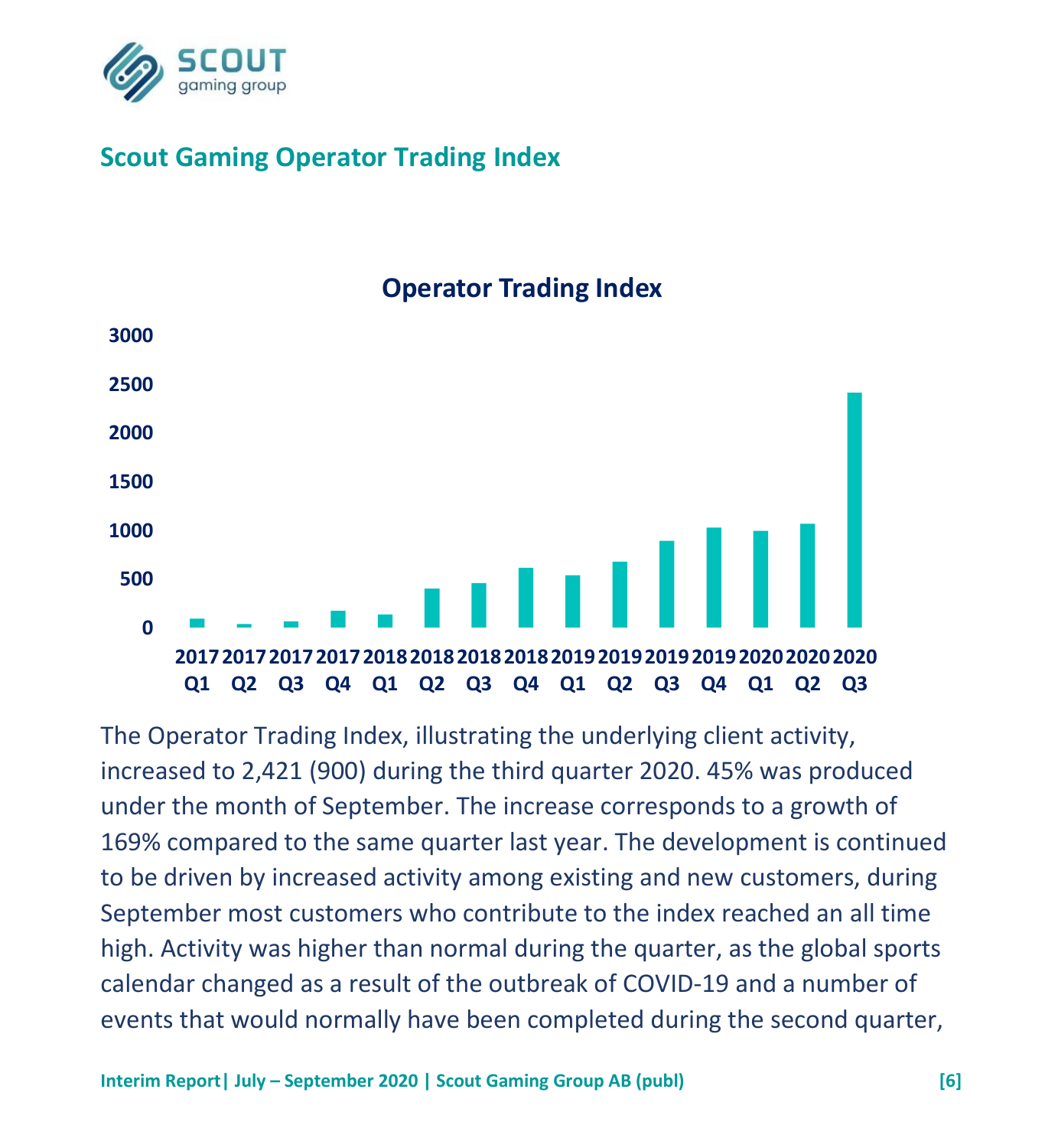## Scout Gaming Operator Trading Index

**Operator Trading Index**

The Operator Trading Index, illustrating the underlying client activity, increased to 2,421 (900) during the third quarter 2020. 45% was produced under the month of September. The increase corresponds to a growth of 169% compared to the same quarter last year. The development is continued to be driven by increased activity among existing and new customers, during September most customers who contribute to the index reached an all time high. Activity was higher than normal during the quarter, as the global sports calendar changed as a result of the outbreak of COVID-19 and a number of events that would normally have been completed during the second quarter,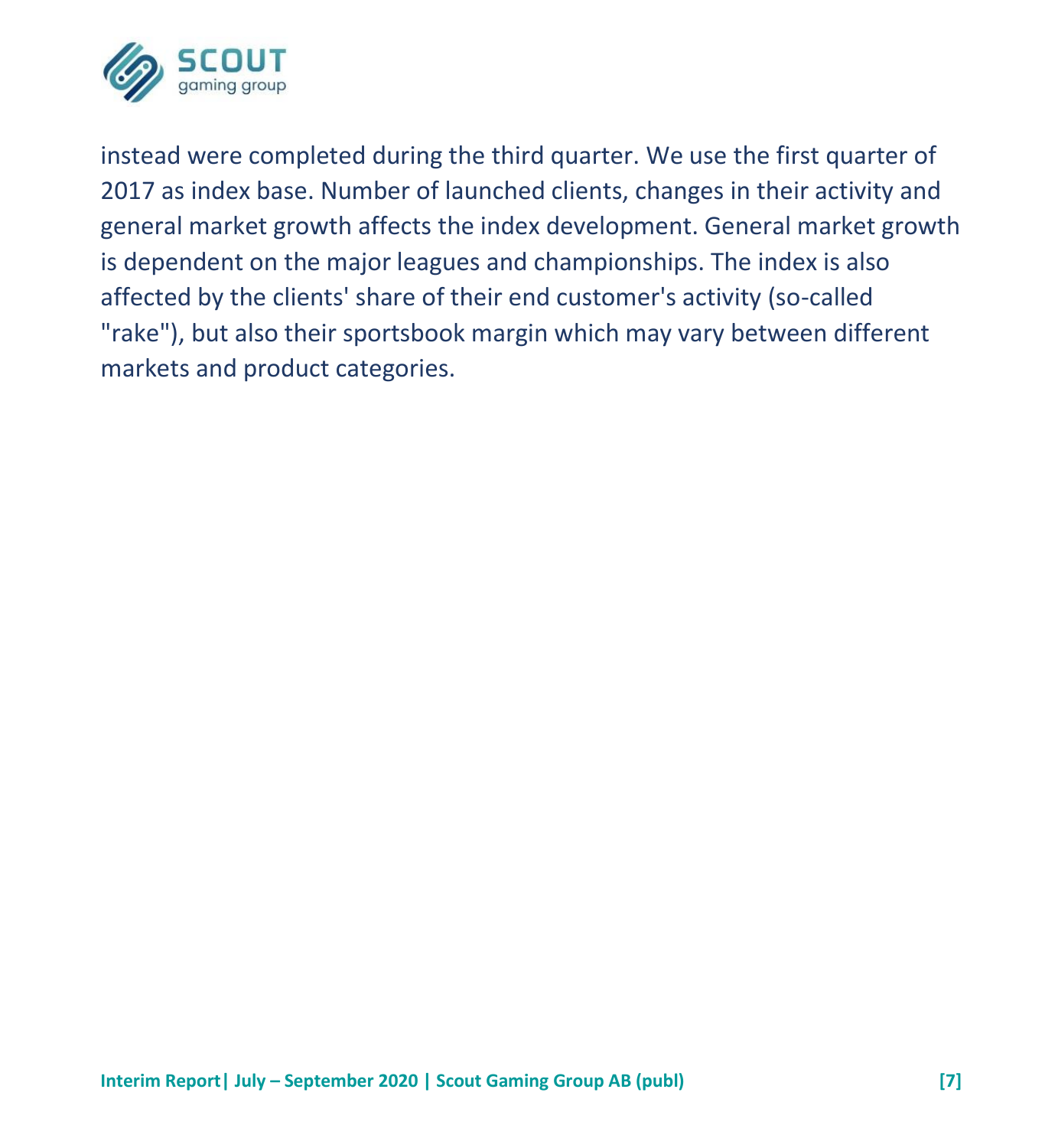instead were completed during the third quarter. We use the first quarter of 2017 as index base. Number of launched clients, changes in their activity and general market growth affects the index development. General market growth is dependent on the major leagues and championships. The index is also affected by the clients' share of their end customer's activity (so-called "rake"), but also their sportsbook margin which may vary between different markets and product categories.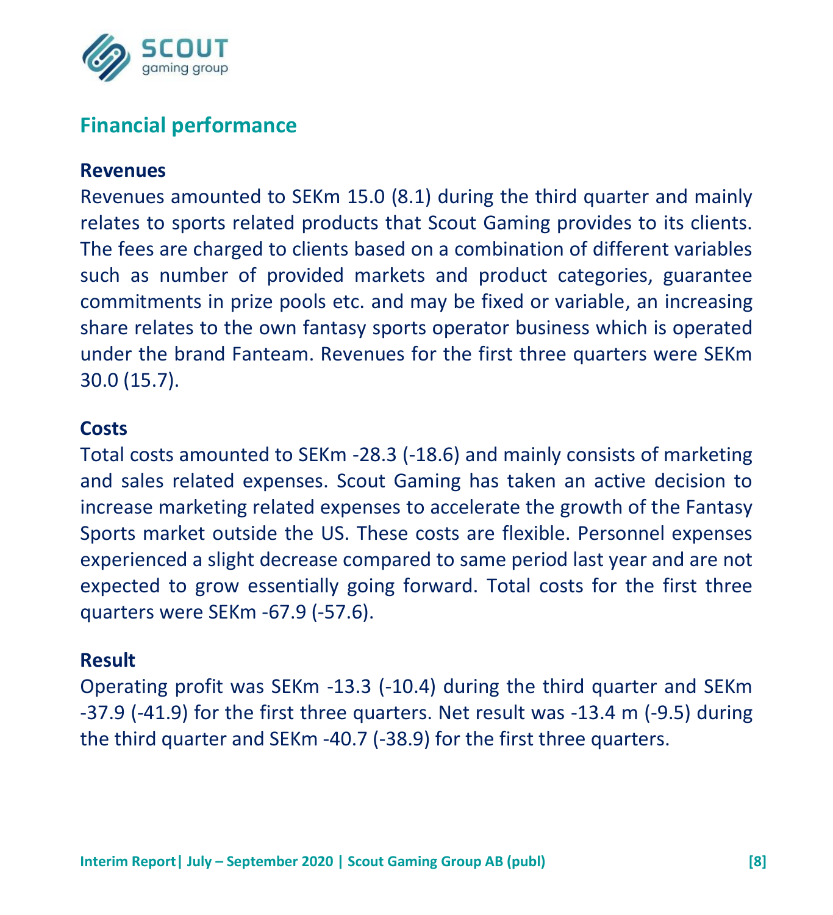## Financial performance

### Revenues

Revenues amounted to SEKm 15.0 (8.1) during the third quarter and mainly relates to sports related products that Scout Gaming provides to its clients. The fees are charged to clients based on a combination of different variables such as number of provided markets and product categories, guarantee commitments in prize pools etc. and may be fixed or variable, an increasing share relates to the own fantasy sports operator business which is operated under the brand Fanteam. Revenues for the first three quarters were SEKm 30.0 (15.7).

### Costs

Total costs amounted to SEKm -28.3 (-18.6) and mainly consists of marketing and sales related expenses. Scout Gaming has taken an active decision to increase marketing related expenses to accelerate the growth of the Fantasy Sports market outside the US. These costs are flexible. Personnel expenses experienced a slight decrease compared to same period last year and are not expected to grow essentially going forward. Total costs for the first three quarters were SEKm -67.9 (-57.6).

### Result

Operating profit was SEKm -13.3 (-10.4) during the third quarter and SEKm -37.9 (-41.9) for the first three quarters. Net result was -13.4 m (-9.5) during the third quarter and SEKm -40.7 (-38.9) for the first three quarters.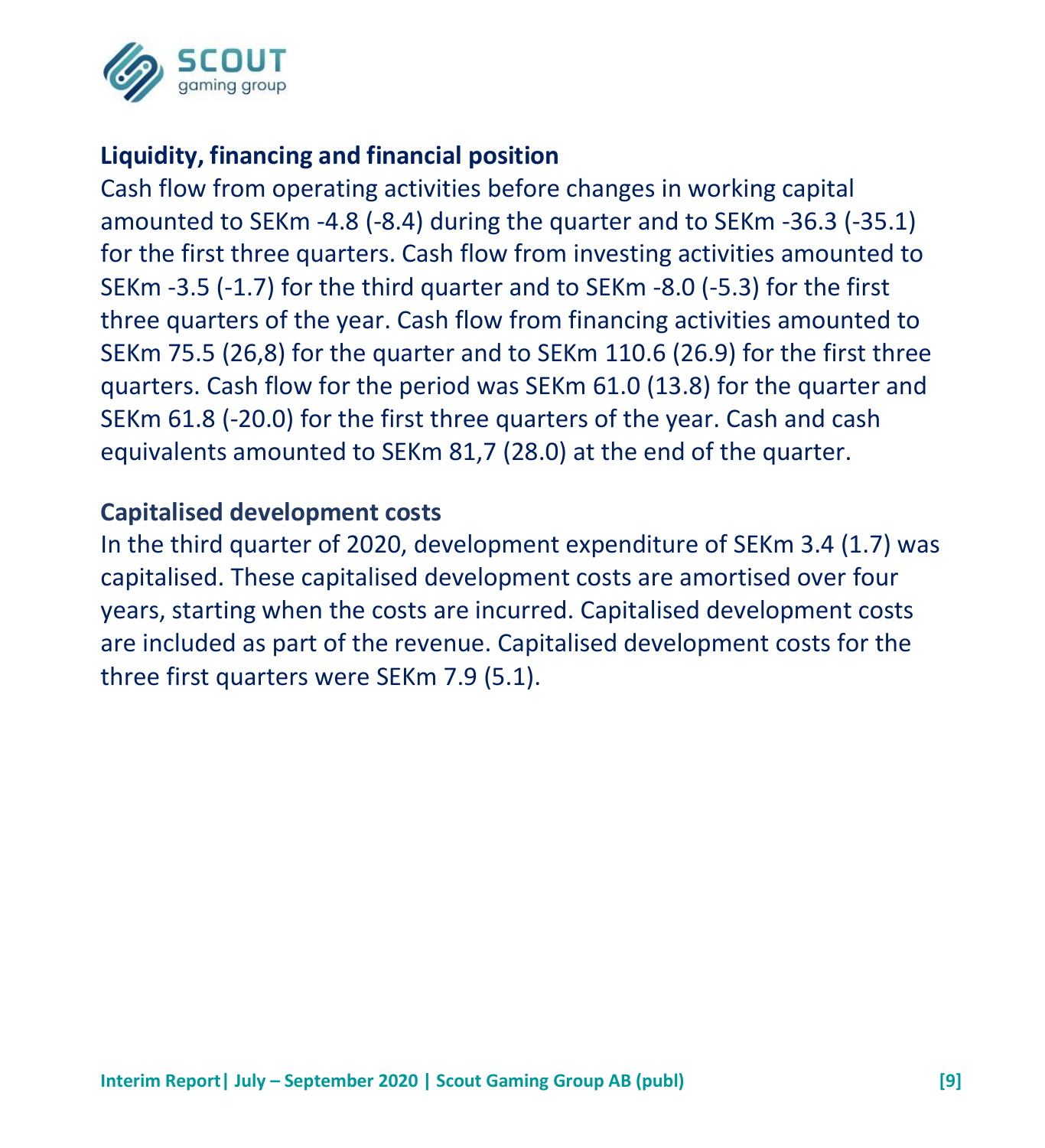## Liquidity, financing and financial position

Cash flow from operating activities before changes in working capital amounted to SEKm -4.8 (-8.4) during the quarter and to SEKm -36.3 (-35.1) for the first three quarters. Cash flow from investing activities amounted to SEKm -3.5 (-1.7) for the third quarter and to SEKm -8.0 (-5.3) for the first three quarters of the year. Cash flow from financing activities amounted to SEKm 75.5 (26,8) for the quarter and to SEKm 110.6 (26.9) for the first three quarters. Cash flow for the period was SEKm 61.0 (13.8) for the quarter and SEKm 61.8 (-20.0) for the first three quarters of the year. Cash and cash equivalents amounted to SEKm 81,7 (28.0) at the end of the quarter.

## Capitalised development costs

In the third quarter of 2020, development expenditure of SEKm 3.4 (1.7) was capitalised. These capitalised development costs are amortised over four years, starting when the costs are incurred. Capitalised development costs are included as part of the revenue. Capitalised development costs for the three first quarters were SEKm 7.9 (5.1).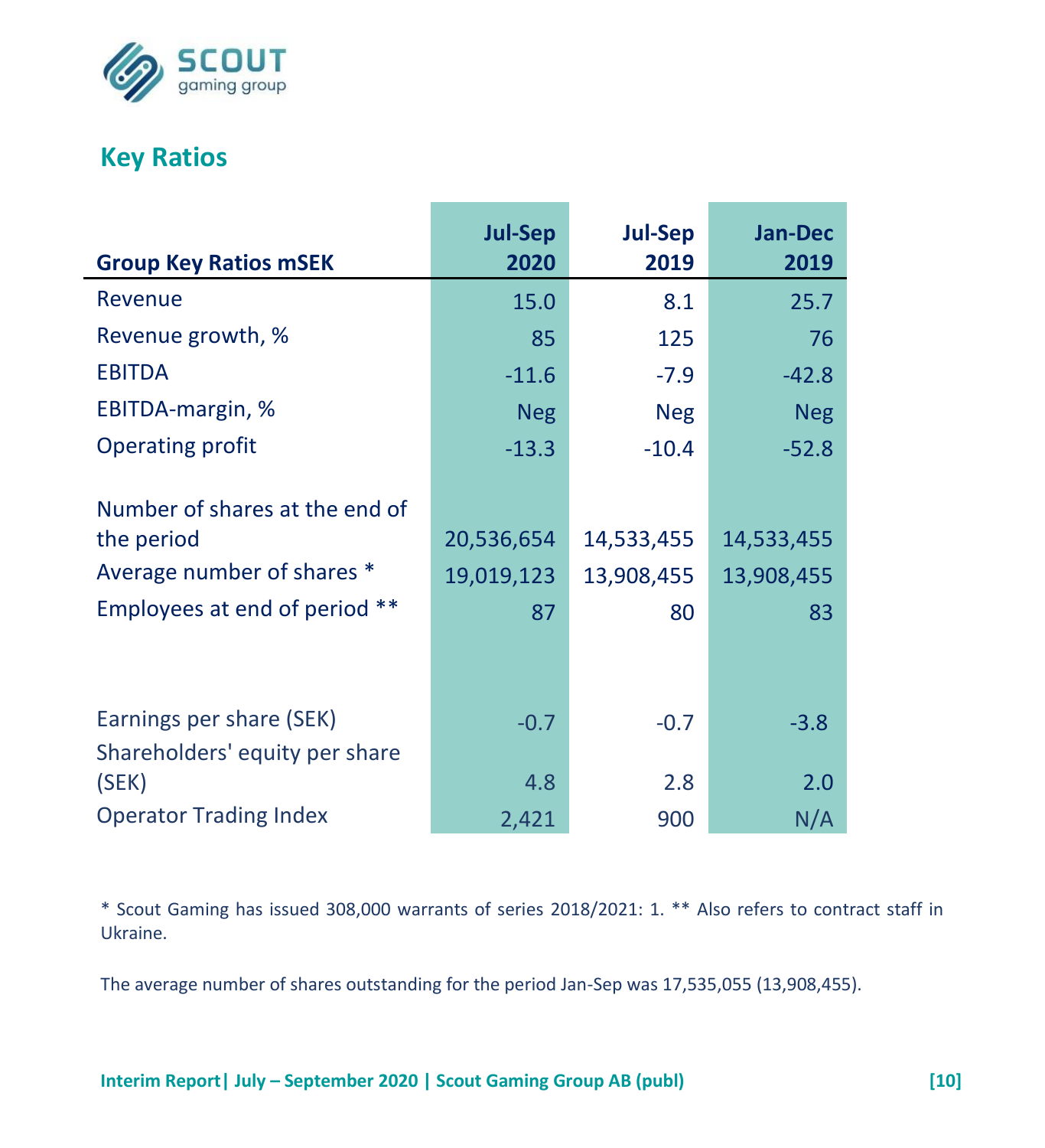## Key Ratios

| Group Key Ratios mSEK | Jul-Sep 2020 | Jul-Sep 2019 | Jan-Dec 2019 |
|---|---|---|---|
| Revenue | 15.0 | 8.1 | 25.7 |
| Revenue growth, % | 85 | 125 | 76 |
| EBITDA | -11.6 | -7.9 | -42.8 |
| EBITDA-margin, % | Neg | Neg | Neg |
| Operating profit | -13.3 | -10.4 | -52.8 |
| | | | |
| Number of shares at the end of the period | 20,536,654 | 14,533,455 | 14,533,455 |
| Average number of shares * | 19,019,123 | 13,908,455 | 13,908,455 |
| Employees at end of period ** | 87 | 80 | 83 |
| | | | |
| Earnings per share (SEK) | -0.7 | -0.7 | -3.8 |
| Shareholders' equity per share (SEK) | 4.8 | 2.8 | 2.0 |
| Operator Trading Index | 2,421 | 900 | N/A |

* Scout Gaming has issued 308,000 warrants of series 2018/2021: 1. ** Also refers to contract staff in Ukraine.

The average number of shares outstanding for the period Jan-Sep was 17,535,055 (13,908,455).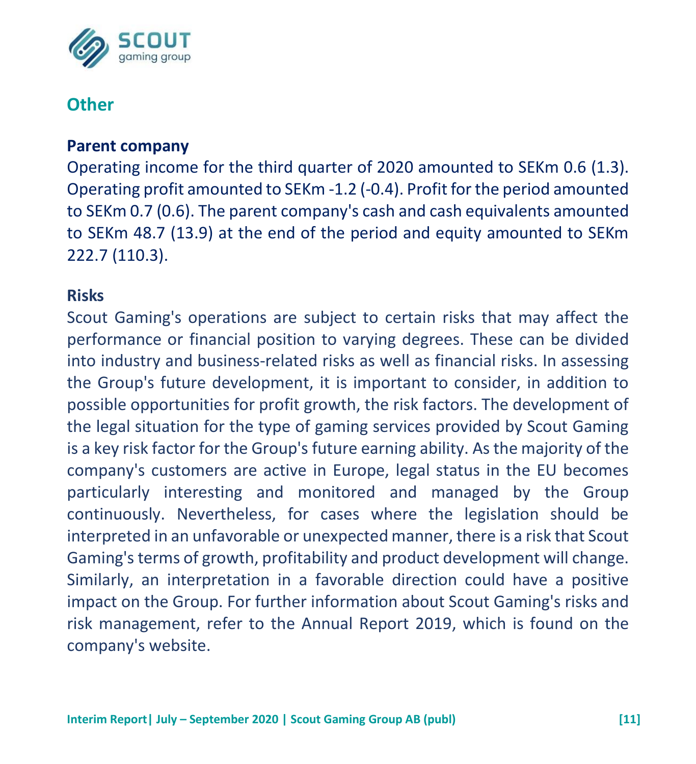## Other

### Parent company

Operating income for the third quarter of 2020 amounted to SEKm 0.6 (1.3). Operating profit amounted to SEKm -1.2 (-0.4). Profit for the period amounted to SEKm 0.7 (0.6). The parent company's cash and cash equivalents amounted to SEKm 48.7 (13.9) at the end of the period and equity amounted to SEKm 222.7 (110.3).

### Risks

Scout Gaming's operations are subject to certain risks that may affect the performance or financial position to varying degrees. These can be divided into industry and business-related risks as well as financial risks. In assessing the Group's future development, it is important to consider, in addition to possible opportunities for profit growth, the risk factors. The development of the legal situation for the type of gaming services provided by Scout Gaming is a key risk factor for the Group's future earning ability. As the majority of the company's customers are active in Europe, legal status in the EU becomes particularly interesting and monitored and managed by the Group continuously. Nevertheless, for cases where the legislation should be interpreted in an unfavorable or unexpected manner, there is a risk that Scout Gaming's terms of growth, profitability and product development will change. Similarly, an interpretation in a favorable direction could have a positive impact on the Group. For further information about Scout Gaming's risks and risk management, refer to the Annual Report 2019, which is found on the company's website.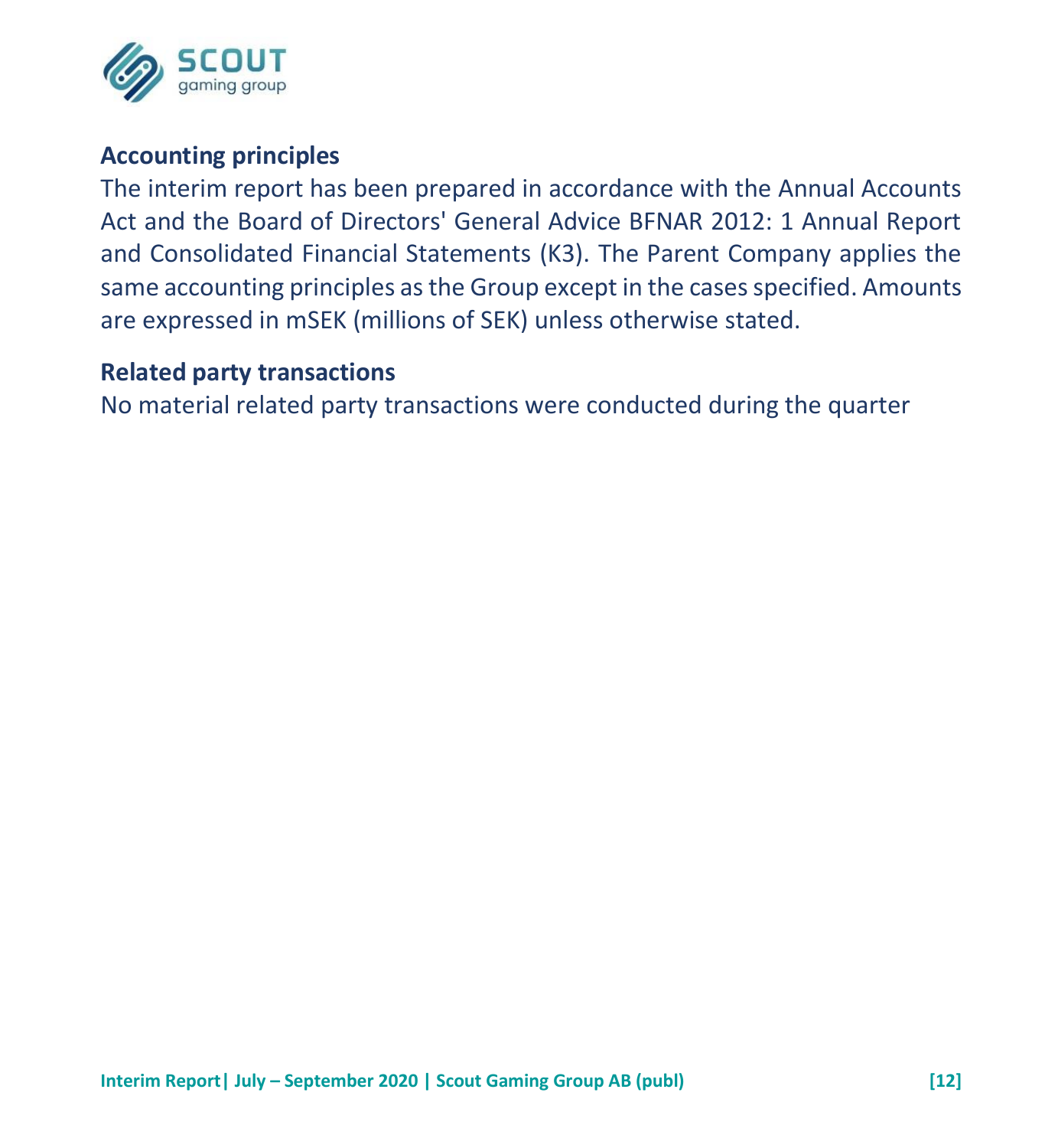## Accounting principles

The interim report has been prepared in accordance with the Annual Accounts Act and the Board of Directors' General Advice BFNAR 2012: 1 Annual Report and Consolidated Financial Statements (K3). The Parent Company applies the same accounting principles as the Group except in the cases specified. Amounts are expressed in mSEK (millions of SEK) unless otherwise stated.

## Related party transactions

No material related party transactions were conducted during the quarter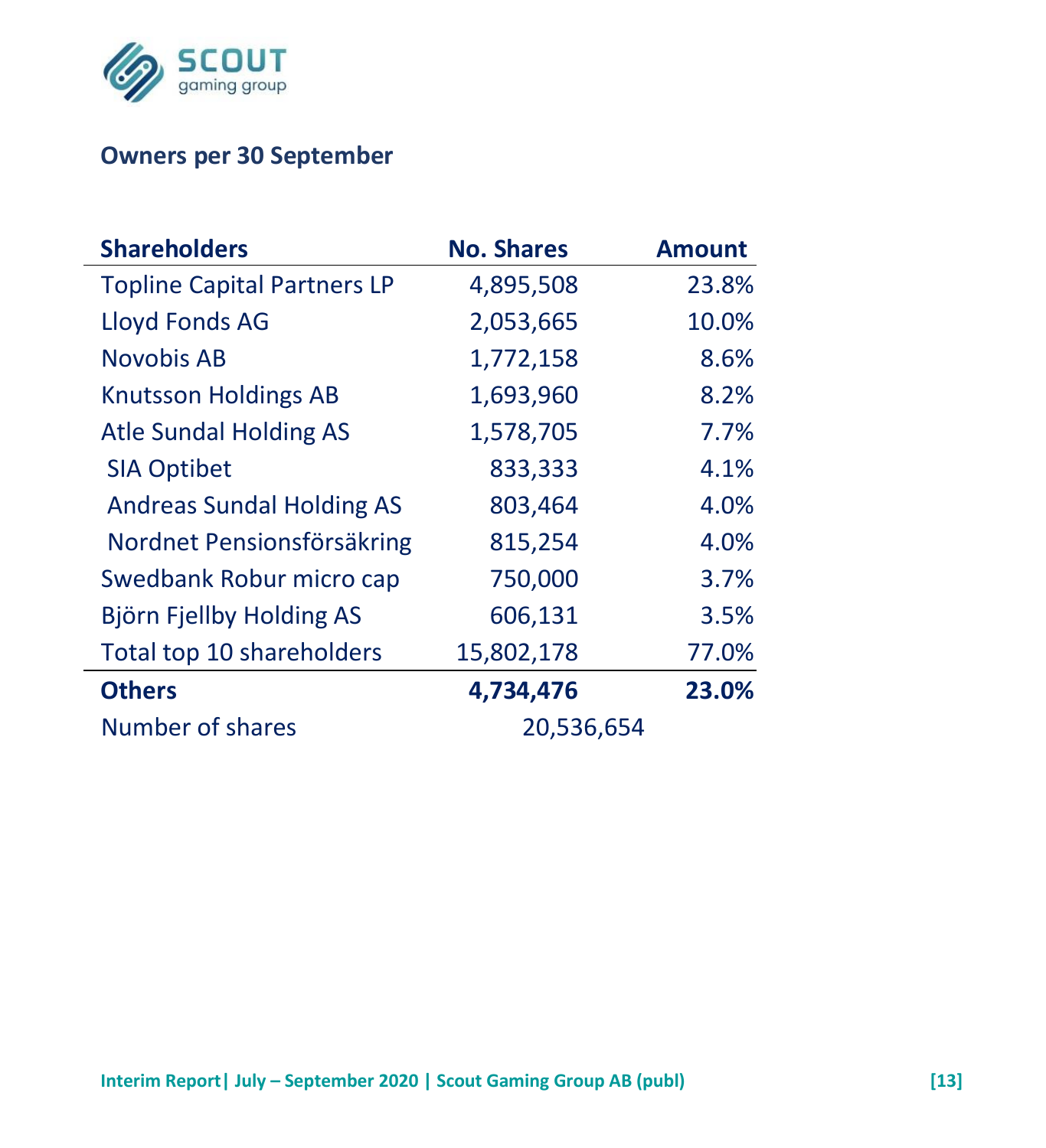## Owners per 30 September

| Shareholders | No. Shares | Amount |
|---|---|---|
| Topline Capital Partners LP | 4,895,508 | 23.8% |
| Lloyd Fonds AG | 2,053,665 | 10.0% |
| Novobis AB | 1,772,158 | 8.6% |
| Knutsson Holdings AB | 1,693,960 | 8.2% |
| Atle Sundal Holding AS | 1,578,705 | 7.7% |
| SIA Optibet | 833,333 | 4.1% |
| Andreas Sundal Holding AS | 803,464 | 4.0% |
| Nordnet Pensionsförsäkring | 815,254 | 4.0% |
| Swedbank Robur micro cap | 750,000 | 3.7% |
| Björn Fjellby Holding AS | 606,131 | 3.5% |
| Total top 10 shareholders | 15,802,178 | 77.0% |
| **Others** | **4,734,476** | **23.0%** |
| Number of shares | 20,536,654 | |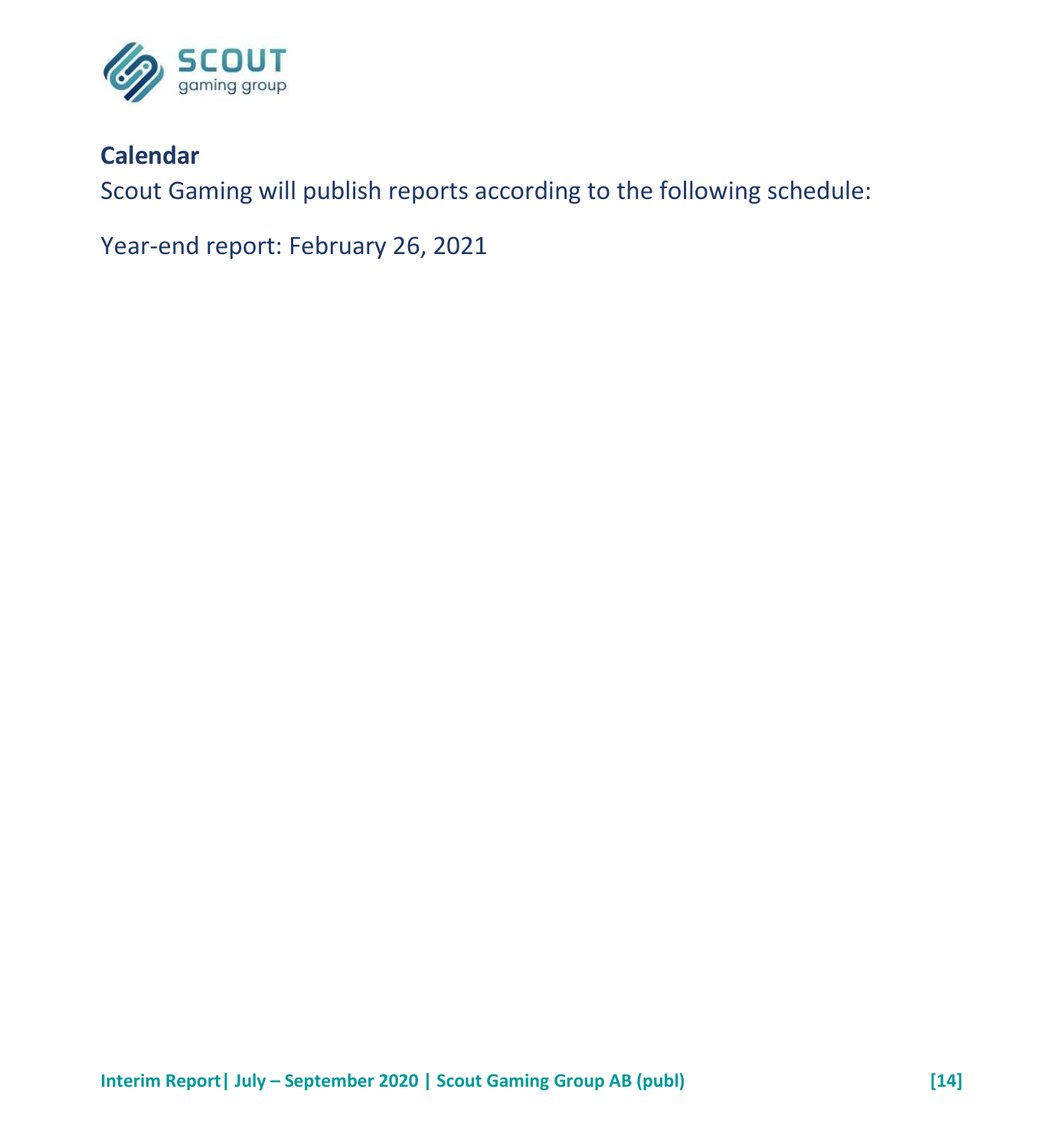## Calendar

Scout Gaming will publish reports according to the following schedule:

Year-end report: February 26, 2021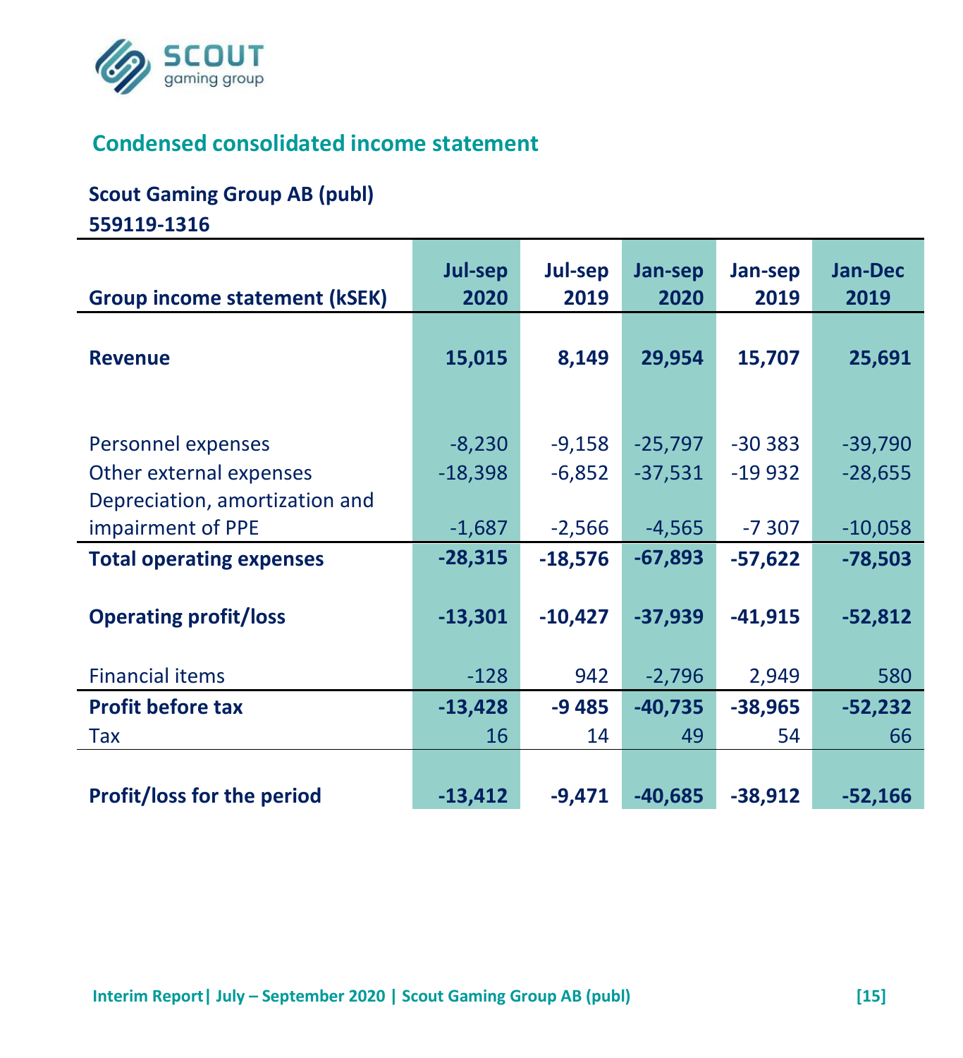## Condensed consolidated income statement

**Scout Gaming Group AB (publ)**
**559119-1316**

| Group income statement (kSEK) | Jul-sep 2020 | Jul-sep 2019 | Jan-sep 2020 | Jan-sep 2019 | Jan-Dec 2019 |
|---|---|---|---|---|---|
| **Revenue** | **15,015** | **8,149** | **29,954** | **15,707** | **25,691** |
| | | | | | |
| Personnel expenses | -8,230 | -9,158 | -25,797 | -30 383 | -39,790 |
| Other external expenses | -18,398 | -6,852 | -37,531 | -19 932 | -28,655 |
| Depreciation, amortization and impairment of PPE | -1,687 | -2,566 | -4,565 | -7 307 | -10,058 |
| **Total operating expenses** | **-28,315** | **-18,576** | **-67,893** | **-57,622** | **-78,503** |
| | | | | | |
| **Operating profit/loss** | **-13,301** | **-10,427** | **-37,939** | **-41,915** | **-52,812** |
| | | | | | |
| Financial items | -128 | 942 | -2,796 | 2,949 | 580 |
| **Profit before tax** | **-13,428** | **-9 485** | **-40,735** | **-38,965** | **-52,232** |
| Tax | 16 | 14 | 49 | 54 | 66 |
| | | | | | |
| **Profit/loss for the period** | **-13,412** | **-9,471** | **-40,685** | **-38,912** | **-52,166** |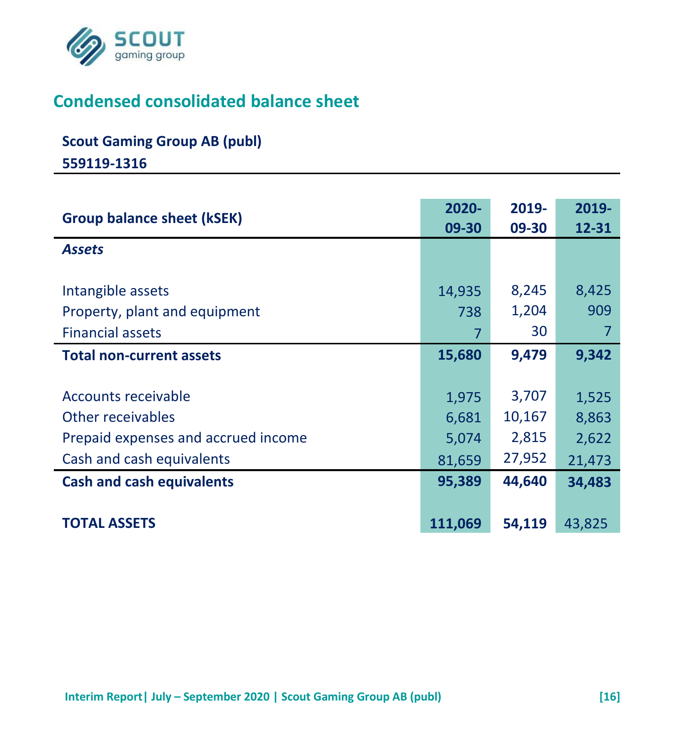## Condensed consolidated balance sheet

**Scout Gaming Group AB (publ)**

**559119-1316**

| Group balance sheet (kSEK) | 2020-09-30 | 2019-09-30 | 2019-12-31 |
|---|---|---|---|
| ***Assets*** | | | |
| Intangible assets | 14,935 | 8,245 | 8,425 |
| Property, plant and equipment | 738 | 1,204 | 909 |
| Financial assets | 7 | 30 | 7 |
| **Total non-current assets** | **15,680** | **9,479** | **9,342** |
| Accounts receivable | 1,975 | 3,707 | 1,525 |
| Other receivables | 6,681 | 10,167 | 8,863 |
| Prepaid expenses and accrued income | 5,074 | 2,815 | 2,622 |
| Cash and cash equivalents | 81,659 | 27,952 | 21,473 |
| **Cash and cash equivalents** | **95,389** | **44,640** | **34,483** |
| **TOTAL ASSETS** | **111,069** | **54,119** | 43,825 |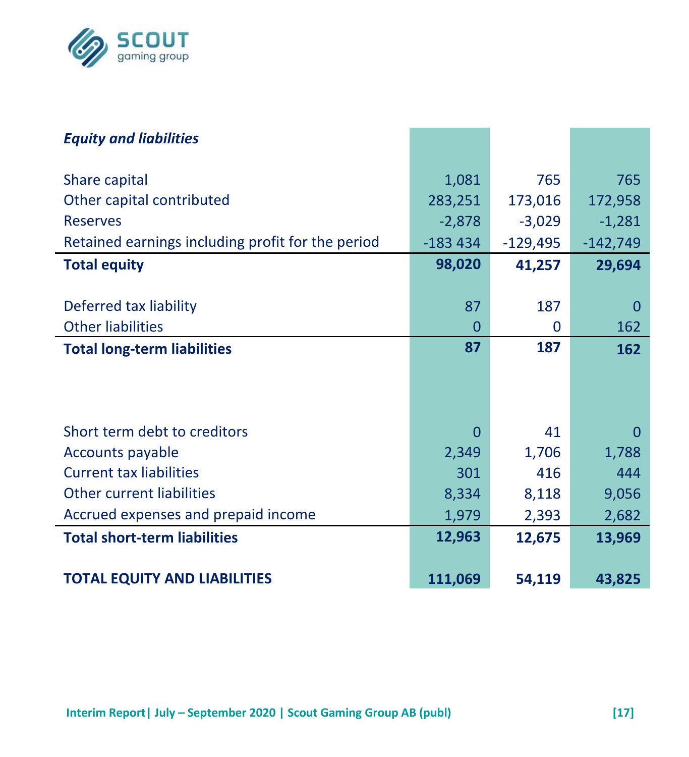| *Equity and liabilities* | | | |
|---|---|---|---|
| Share capital | 1,081 | 765 | 765 |
| Other capital contributed | 283,251 | 173,016 | 172,958 |
| Reserves | -2,878 | -3,029 | -1,281 |
| Retained earnings including profit for the period | -183 434 | -129,495 | -142,749 |
| **Total equity** | **98,020** | **41,257** | **29,694** |
| | | | |
| Deferred tax liability | 87 | 187 | 0 |
| Other liabilities | 0 | 0 | 162 |
| **Total long-term liabilities** | **87** | **187** | **162** |
| | | | |
| Short term debt to creditors | 0 | 41 | 0 |
| Accounts payable | 2,349 | 1,706 | 1,788 |
| Current tax liabilities | 301 | 416 | 444 |
| Other current liabilities | 8,334 | 8,118 | 9,056 |
| Accrued expenses and prepaid income | 1,979 | 2,393 | 2,682 |
| **Total short-term liabilities** | **12,963** | **12,675** | **13,969** |
| | | | |
| **TOTAL EQUITY AND LIABILITIES** | **111,069** | **54,119** | **43,825** |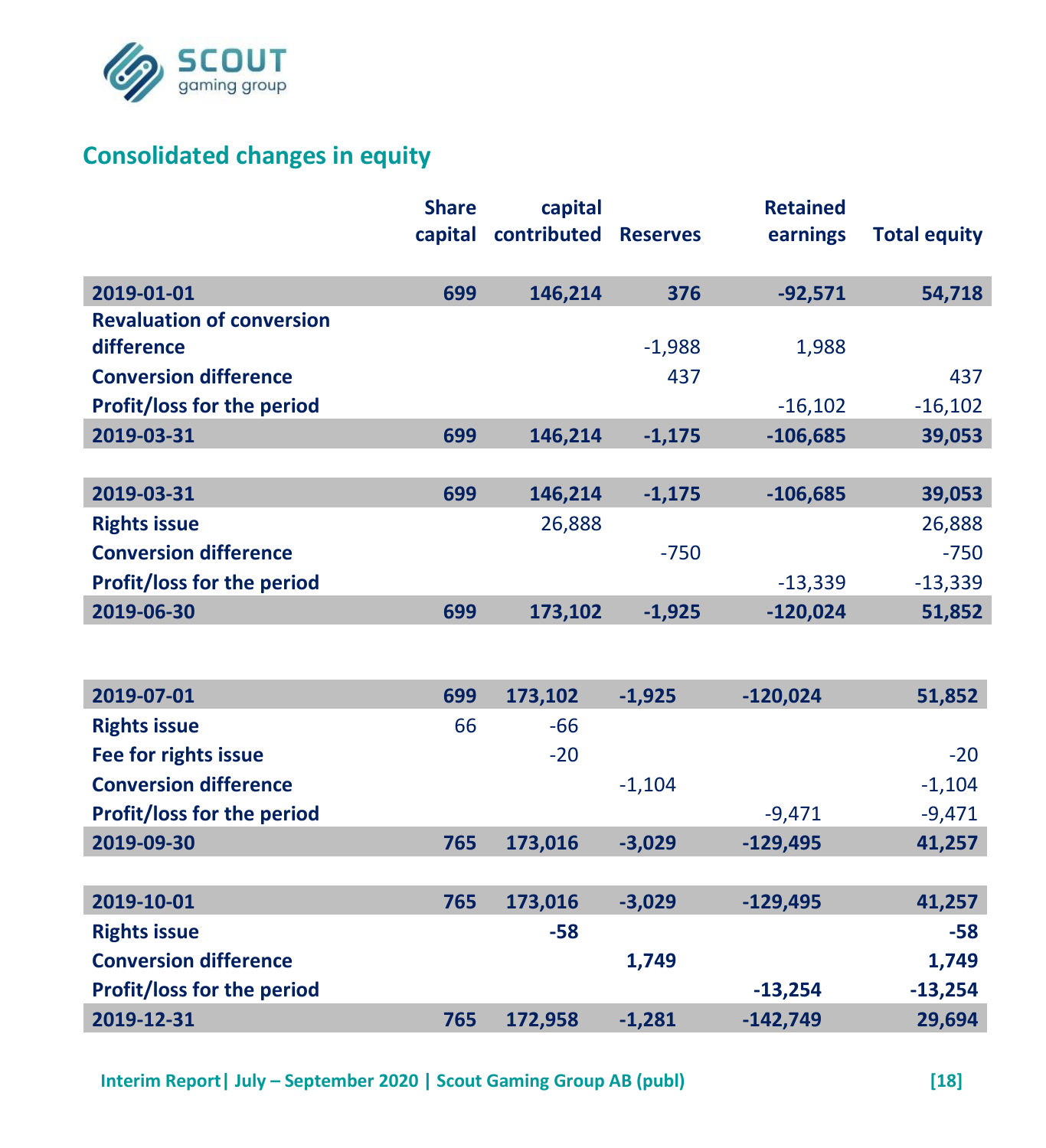## Consolidated changes in equity

| | Share capital | capital contributed | Reserves | Retained earnings | Total equity |
|---|---|---|---|---|---|
| **2019-01-01** | **699** | **146,214** | **376** | **-92,571** | **54,718** |
| **Revaluation of conversion difference** | | | -1,988 | 1,988 | |
| **Conversion difference** | | | 437 | | 437 |
| **Profit/loss for the period** | | | | -16,102 | -16,102 |
| **2019-03-31** | **699** | **146,214** | **-1,175** | **-106,685** | **39,053** |
| | | | | | |
| **2019-03-31** | **699** | **146,214** | **-1,175** | **-106,685** | **39,053** |
| **Rights issue** | | 26,888 | | | 26,888 |
| **Conversion difference** | | | -750 | | -750 |
| **Profit/loss for the period** | | | | -13,339 | -13,339 |
| **2019-06-30** | **699** | **173,102** | **-1,925** | **-120,024** | **51,852** |
| | | | | | |
| **2019-07-01** | **699** | **173,102** | **-1,925** | **-120,024** | **51,852** |
| **Rights issue** | 66 | -66 | | | |
| **Fee for rights issue** | | -20 | | | -20 |
| **Conversion difference** | | | -1,104 | | -1,104 |
| **Profit/loss for the period** | | | | -9,471 | -9,471 |
| **2019-09-30** | **765** | **173,016** | **-3,029** | **-129,495** | **41,257** |
| | | | | | |
| **2019-10-01** | **765** | **173,016** | **-3,029** | **-129,495** | **41,257** |
| **Rights issue** | | **-58** | | | **-58** |
| **Conversion difference** | | | **1,749** | | **1,749** |
| **Profit/loss for the period** | | | | **-13,254** | **-13,254** |
| **2019-12-31** | **765** | **172,958** | **-1,281** | **-142,749** | **29,694** |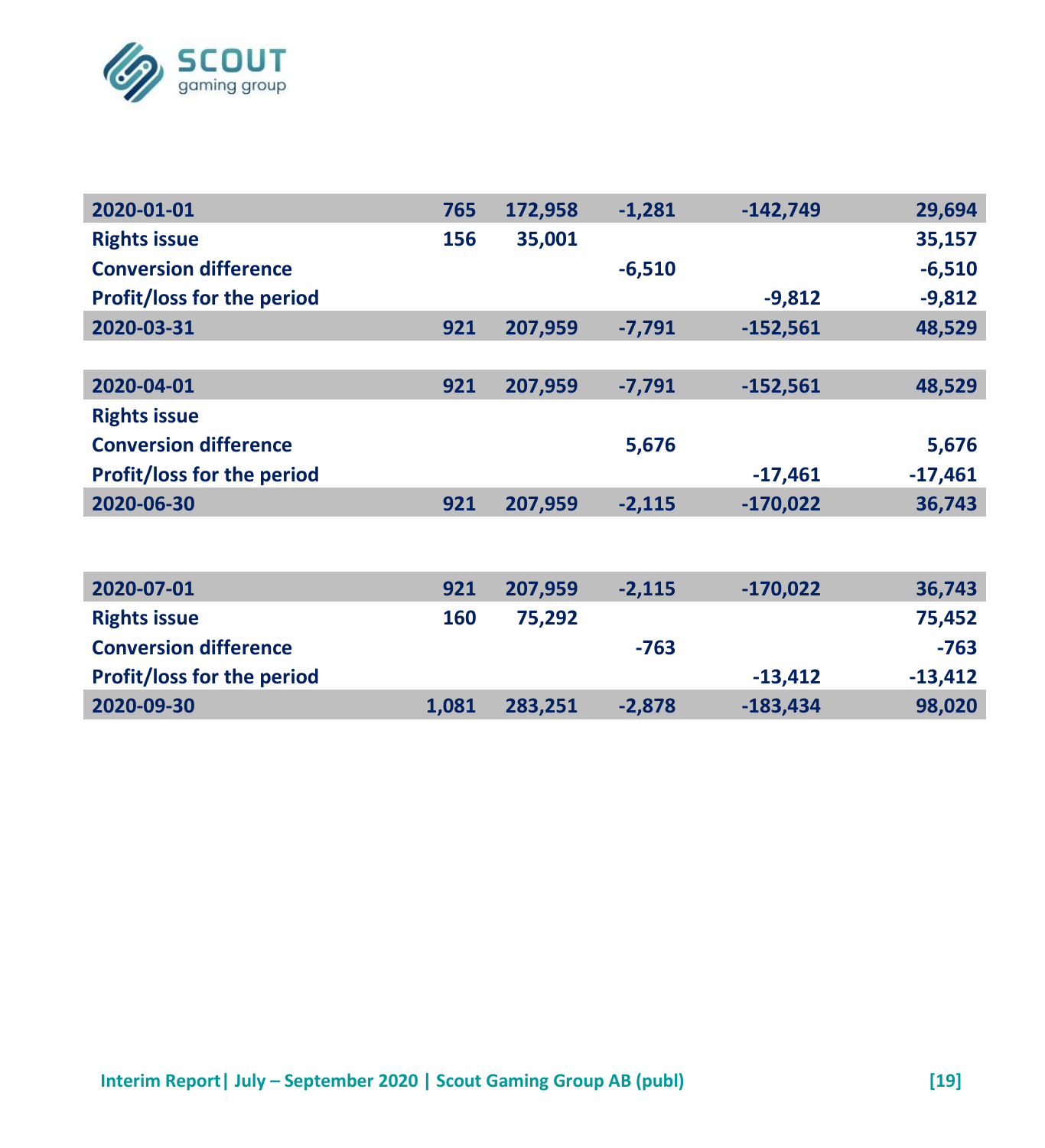| | | | | | |
|---|---|---|---|---|---|
| **2020-01-01** | **765** | **172,958** | **-1,281** | **-142,749** | **29,694** |
| **Rights issue** | **156** | **35,001** | | | **35,157** |
| **Conversion difference** | | | **-6,510** | | **-6,510** |
| **Profit/loss for the period** | | | | **-9,812** | **-9,812** |
| **2020-03-31** | **921** | **207,959** | **-7,791** | **-152,561** | **48,529** |
| | | | | | |
| **2020-04-01** | **921** | **207,959** | **-7,791** | **-152,561** | **48,529** |
| **Rights issue** | | | | | |
| **Conversion difference** | | | **5,676** | | **5,676** |
| **Profit/loss for the period** | | | | **-17,461** | **-17,461** |
| **2020-06-30** | **921** | **207,959** | **-2,115** | **-170,022** | **36,743** |
| | | | | | |
| **2020-07-01** | **921** | **207,959** | **-2,115** | **-170,022** | **36,743** |
| **Rights issue** | **160** | **75,292** | | | **75,452** |
| **Conversion difference** | | | **-763** | | **-763** |
| **Profit/loss for the period** | | | | **-13,412** | **-13,412** |
| **2020-09-30** | **1,081** | **283,251** | **-2,878** | **-183,434** | **98,020** |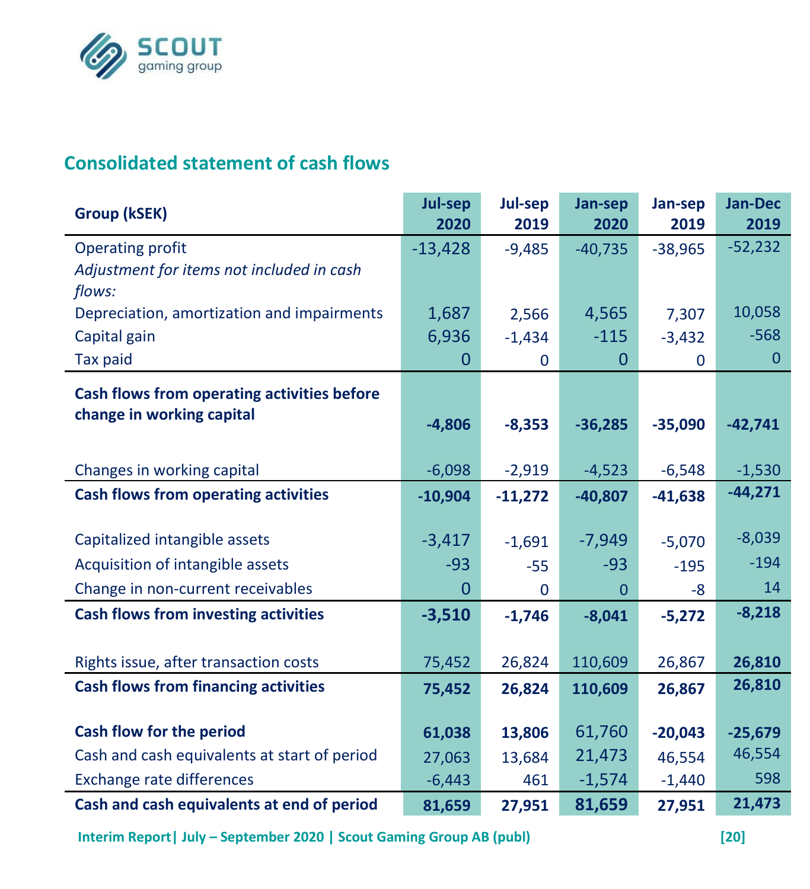## Consolidated statement of cash flows

| Group (kSEK) | Jul-sep 2020 | Jul-sep 2019 | Jan-sep 2020 | Jan-sep 2019 | Jan-Dec 2019 |
|---|---|---|---|---|---|
| Operating profit | -13,428 | -9,485 | -40,735 | -38,965 | -52,232 |
| *Adjustment for items not included in cash flows:* | | | | | |
| Depreciation, amortization and impairments | 1,687 | 2,566 | 4,565 | 7,307 | 10,058 |
| Capital gain | 6,936 | -1,434 | -115 | -3,432 | -568 |
| Tax paid | 0 | 0 | 0 | 0 | 0 |
| **Cash flows from operating activities before change in working capital** | **-4,806** | **-8,353** | **-36,285** | **-35,090** | **-42,741** |
| Changes in working capital | -6,098 | -2,919 | -4,523 | -6,548 | -1,530 |
| **Cash flows from operating activities** | **-10,904** | **-11,272** | **-40,807** | **-41,638** | **-44,271** |
| Capitalized intangible assets | -3,417 | -1,691 | -7,949 | -5,070 | -8,039 |
| Acquisition of intangible assets | -93 | -55 | -93 | -195 | -194 |
| Change in non-current receivables | 0 | 0 | 0 | -8 | 14 |
| **Cash flows from investing activities** | **-3,510** | **-1,746** | **-8,041** | **-5,272** | **-8,218** |
| Rights issue, after transaction costs | 75,452 | 26,824 | 110,609 | 26,867 | **26,810** |
| **Cash flows from financing activities** | **75,452** | **26,824** | **110,609** | **26,867** | **26,810** |
| **Cash flow for the period** | **61,038** | **13,806** | 61,760 | **-20,043** | **-25,679** |
| Cash and cash equivalents at start of period | 27,063 | 13,684 | 21,473 | 46,554 | 46,554 |
| Exchange rate differences | -6,443 | 461 | -1,574 | -1,440 | 598 |
| **Cash and cash equivalents at end of period** | **81,659** | **27,951** | **81,659** | **27,951** | **21,473** |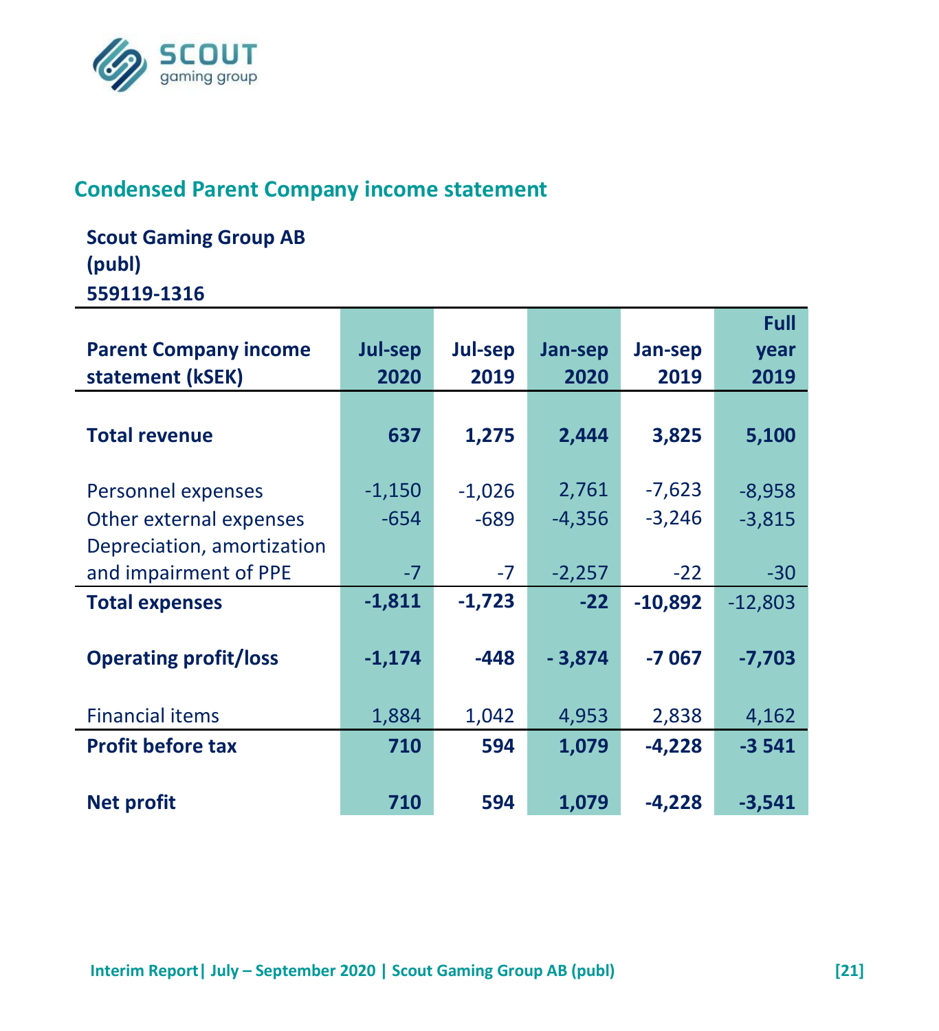## Condensed Parent Company income statement

**Scout Gaming Group AB (publ)**
**559119-1316**

| Parent Company income statement (kSEK) | Jul-sep 2020 | Jul-sep 2019 | Jan-sep 2020 | Jan-sep 2019 | Full year 2019 |
|---|---|---|---|---|---|
| **Total revenue** | **637** | **1,275** | **2,444** | **3,825** | **5,100** |
| Personnel expenses | -1,150 | -1,026 | 2,761 | -7,623 | -8,958 |
| Other external expenses | -654 | -689 | -4,356 | -3,246 | -3,815 |
| Depreciation, amortization and impairment of PPE | -7 | -7 | -2,257 | -22 | -30 |
| **Total expenses** | **-1,811** | **-1,723** | **-22** | **-10,892** | -12,803 |
| **Operating profit/loss** | **-1,174** | **-448** | **- 3,874** | **-7 067** | **-7,703** |
| Financial items | 1,884 | 1,042 | 4,953 | 2,838 | 4,162 |
| **Profit before tax** | **710** | **594** | **1,079** | **-4,228** | **-3 541** |
| **Net profit** | **710** | **594** | **1,079** | **-4,228** | **-3,541** |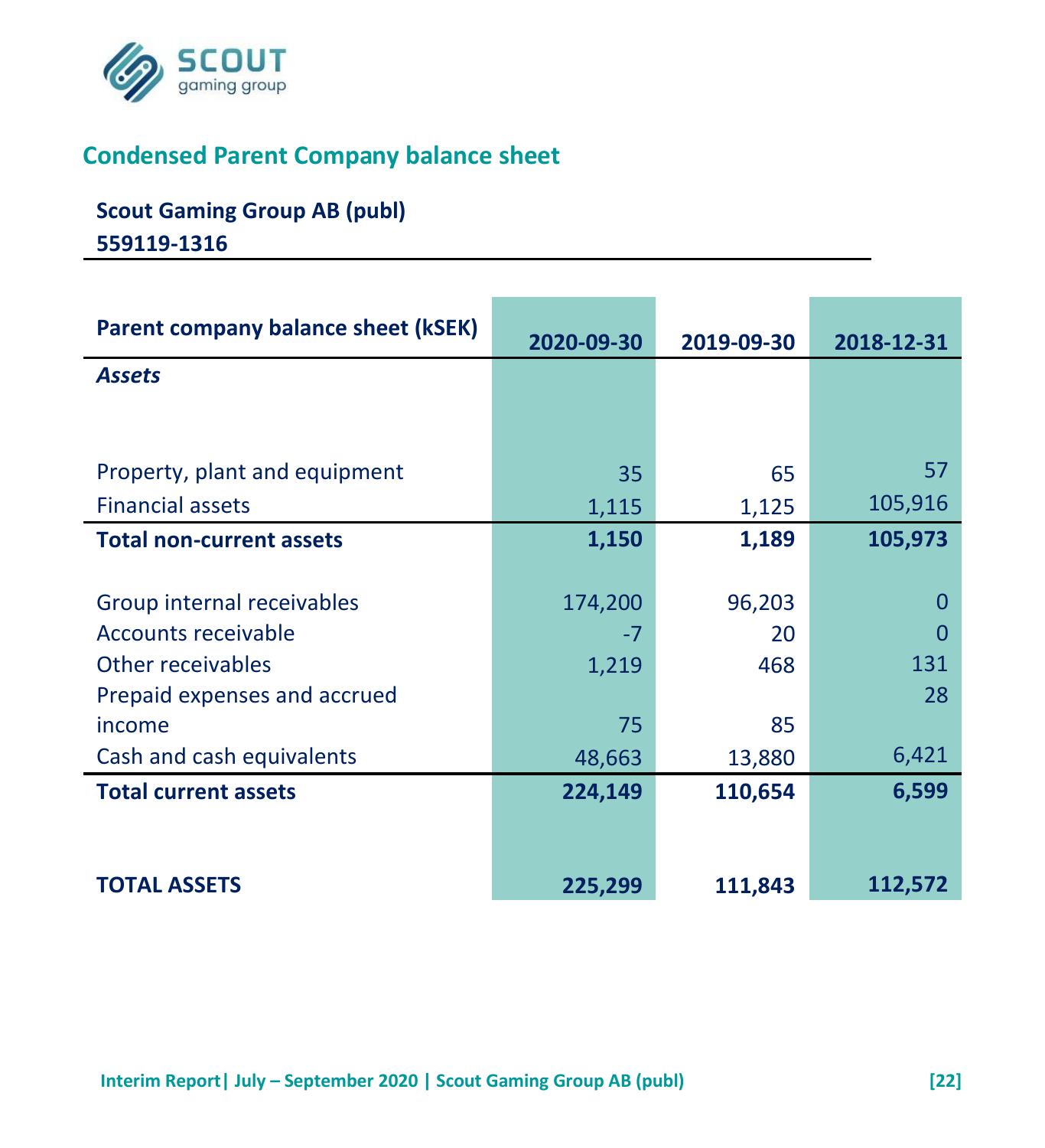## Condensed Parent Company balance sheet

**Scout Gaming Group AB (publ)**
**559119-1316**

| Parent company balance sheet (kSEK) | 2020-09-30 | 2019-09-30 | 2018-12-31 |
|---|---|---|---|
| ***Assets*** | | | |
| Property, plant and equipment | 35 | 65 | 57 |
| Financial assets | 1,115 | 1,125 | 105,916 |
| **Total non-current assets** | **1,150** | **1,189** | **105,973** |
| Group internal receivables | 174,200 | 96,203 | 0 |
| Accounts receivable | -7 | 20 | 0 |
| Other receivables | 1,219 | 468 | 131 |
| Prepaid expenses and accrued income | 75 | 85 | 28 |
| Cash and cash equivalents | 48,663 | 13,880 | 6,421 |
| **Total current assets** | **224,149** | **110,654** | **6,599** |
| **TOTAL ASSETS** | **225,299** | **111,843** | **112,572** |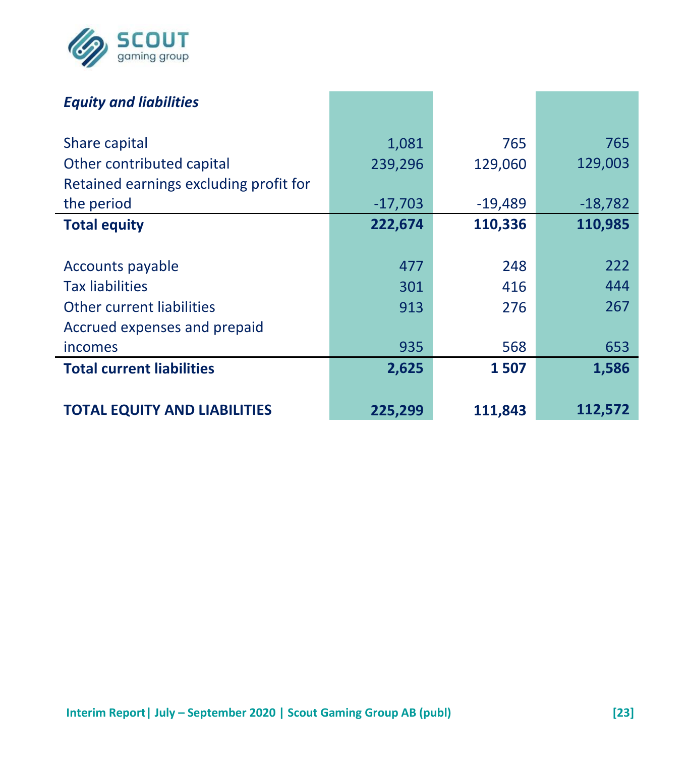| *Equity and liabilities* | | | |
|---|---|---|---|
| Share capital | 1,081 | 765 | 765 |
| Other contributed capital | 239,296 | 129,060 | 129,003 |
| Retained earnings excluding profit for the period | -17,703 | -19,489 | -18,782 |
| **Total equity** | **222,674** | **110,336** | **110,985** |
| | | | |
| Accounts payable | 477 | 248 | 222 |
| Tax liabilities | 301 | 416 | 444 |
| Other current liabilities | 913 | 276 | 267 |
| Accrued expenses and prepaid incomes | 935 | 568 | 653 |
| **Total current liabilities** | **2,625** | **1 507** | **1,586** |
| | | | |
| **TOTAL EQUITY AND LIABILITIES** | **225,299** | **111,843** | **112,572** |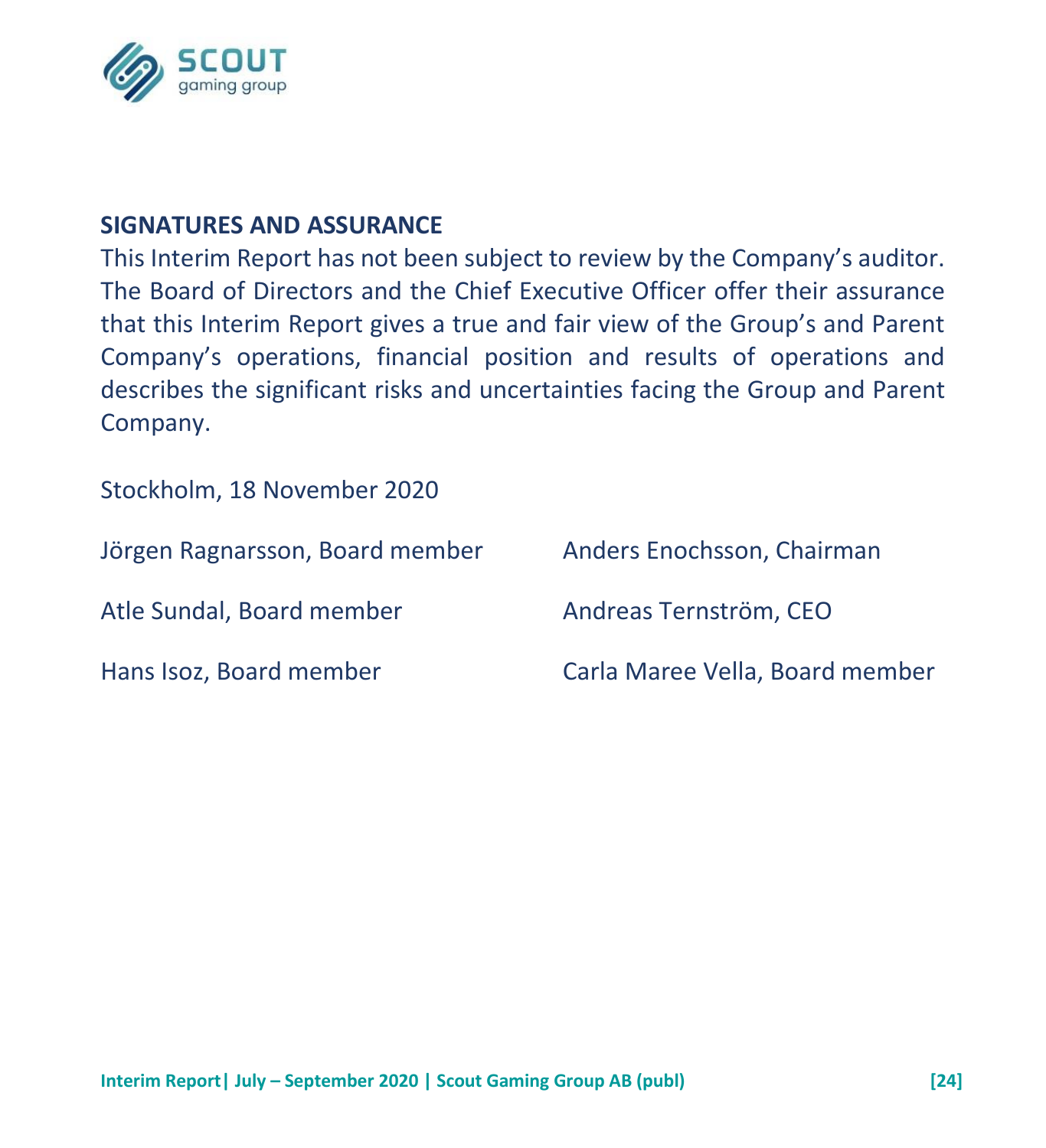## SIGNATURES AND ASSURANCE

This Interim Report has not been subject to review by the Company's auditor. The Board of Directors and the Chief Executive Officer offer their assurance that this Interim Report gives a true and fair view of the Group's and Parent Company's operations, financial position and results of operations and describes the significant risks and uncertainties facing the Group and Parent Company.

Stockholm, 18 November 2020

Jörgen Ragnarsson, Board member

Anders Enochsson, Chairman

Atle Sundal, Board member

Andreas Ternström, CEO

Hans Isoz, Board member

Carla Maree Vella, Board member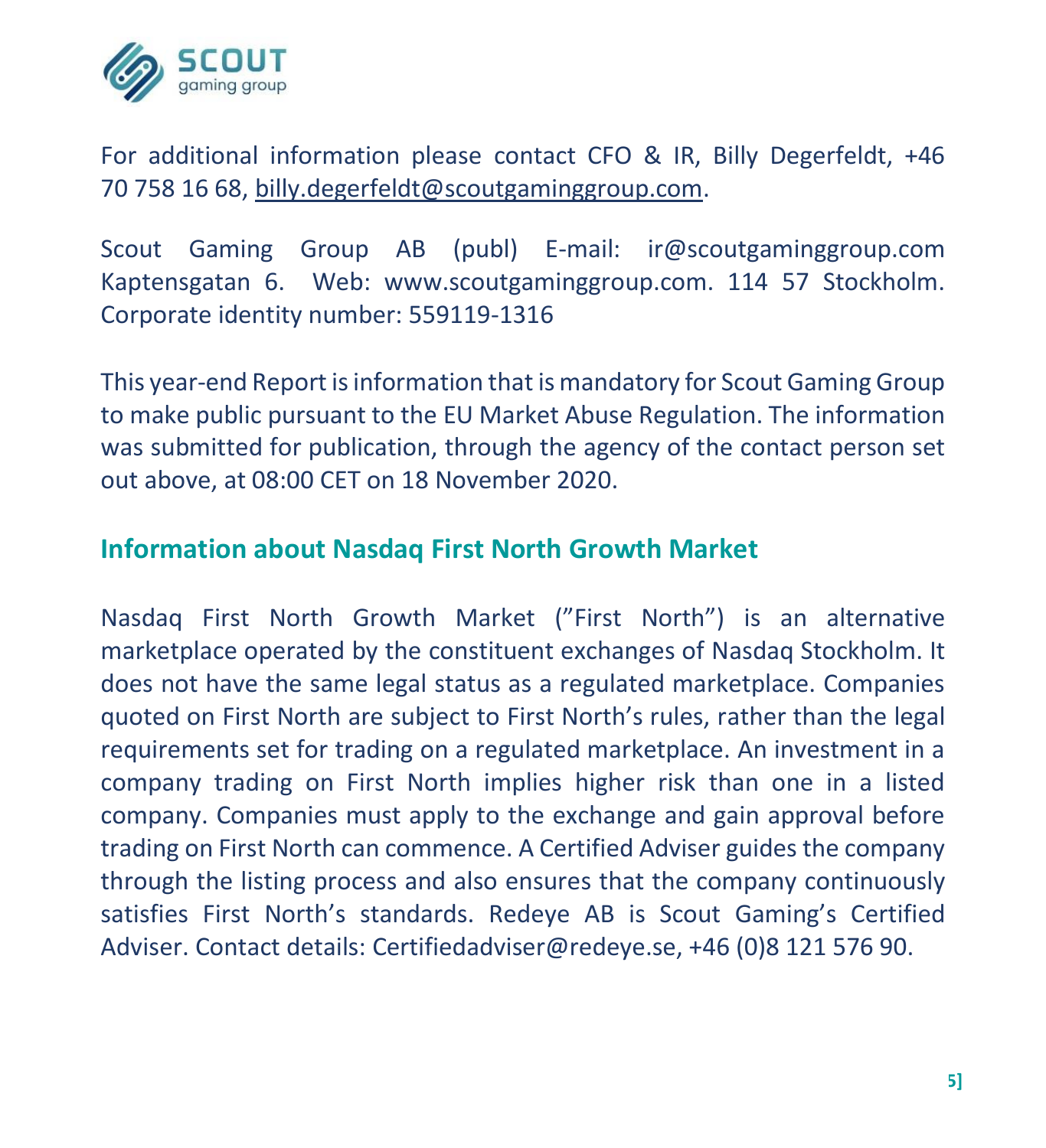For additional information please contact CFO & IR, Billy Degerfeldt, +46 70 758 16 68, billy.degerfeldt@scoutgaminggroup.com.

Scout Gaming Group AB (publ) E-mail: ir@scoutgaminggroup.com Kaptensgatan 6. Web: www.scoutgaminggroup.com. 114 57 Stockholm. Corporate identity number: 559119-1316

This year-end Report is information that is mandatory for Scout Gaming Group to make public pursuant to the EU Market Abuse Regulation. The information was submitted for publication, through the agency of the contact person set out above, at 08:00 CET on 18 November 2020.

## Information about Nasdaq First North Growth Market

Nasdaq First North Growth Market (”First North”) is an alternative marketplace operated by the constituent exchanges of Nasdaq Stockholm. It does not have the same legal status as a regulated marketplace. Companies quoted on First North are subject to First North's rules, rather than the legal requirements set for trading on a regulated marketplace. An investment in a company trading on First North implies higher risk than one in a listed company. Companies must apply to the exchange and gain approval before trading on First North can commence. A Certified Adviser guides the company through the listing process and also ensures that the company continuously satisfies First North's standards. Redeye AB is Scout Gaming's Certified Adviser. Contact details: Certifiedadviser@redeye.se, +46 (0)8 121 576 90.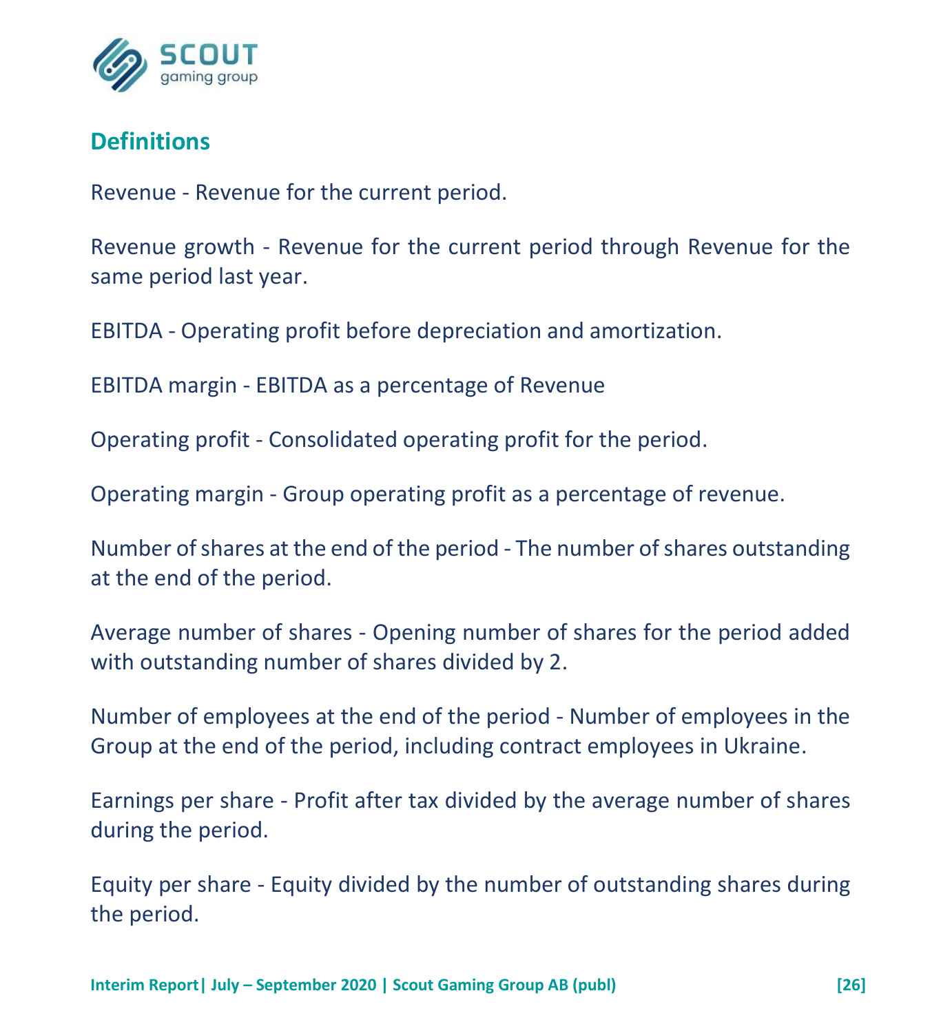## Definitions

Revenue - Revenue for the current period.

Revenue growth - Revenue for the current period through Revenue for the same period last year.

EBITDA - Operating profit before depreciation and amortization.

EBITDA margin - EBITDA as a percentage of Revenue

Operating profit - Consolidated operating profit for the period.

Operating margin - Group operating profit as a percentage of revenue.

Number of shares at the end of the period - The number of shares outstanding at the end of the period.

Average number of shares - Opening number of shares for the period added with outstanding number of shares divided by 2.

Number of employees at the end of the period - Number of employees in the Group at the end of the period, including contract employees in Ukraine.

Earnings per share - Profit after tax divided by the average number of shares during the period.

Equity per share - Equity divided by the number of outstanding shares during the period.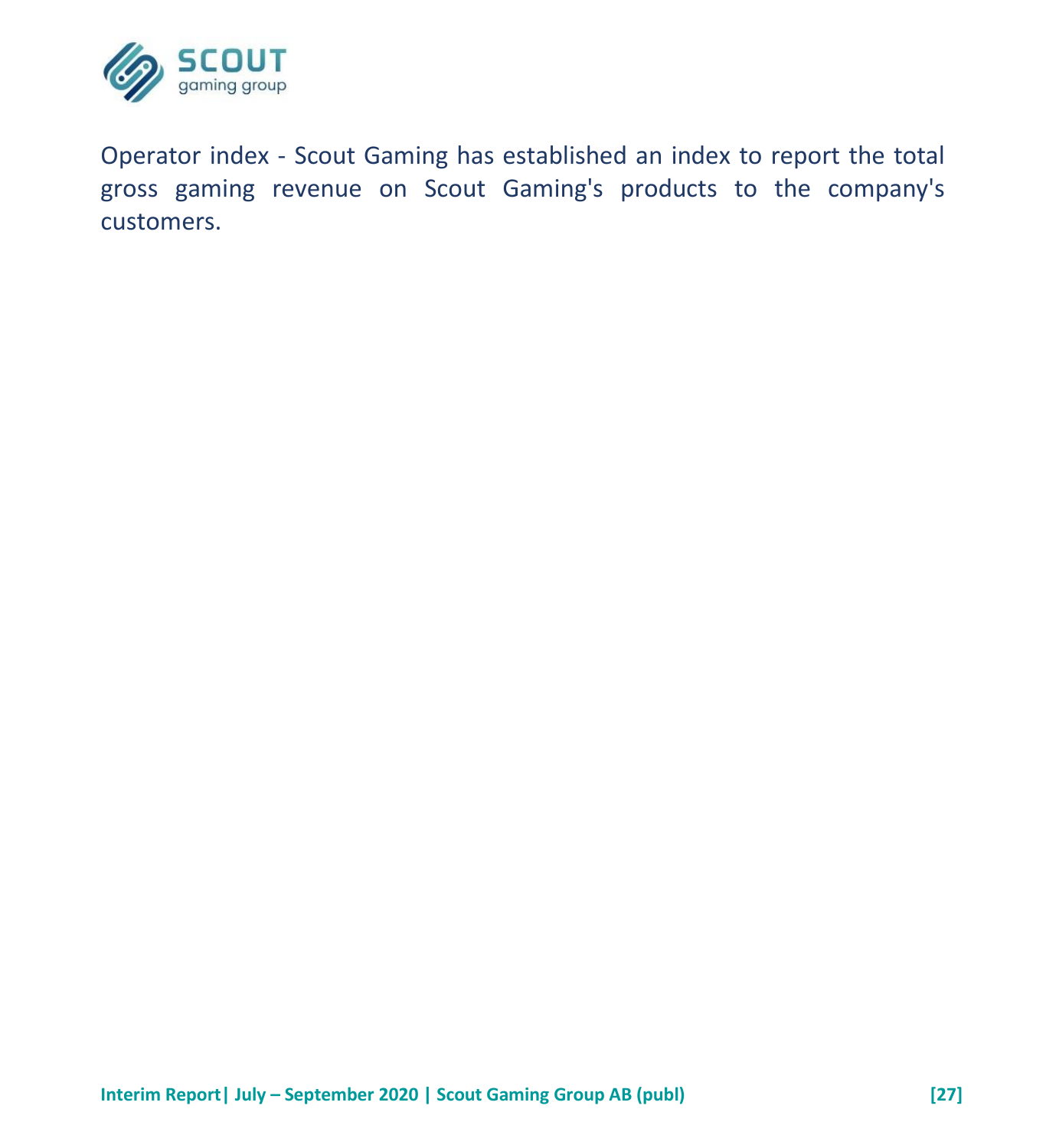Operator index - Scout Gaming has established an index to report the total gross gaming revenue on Scout Gaming's products to the company's customers.